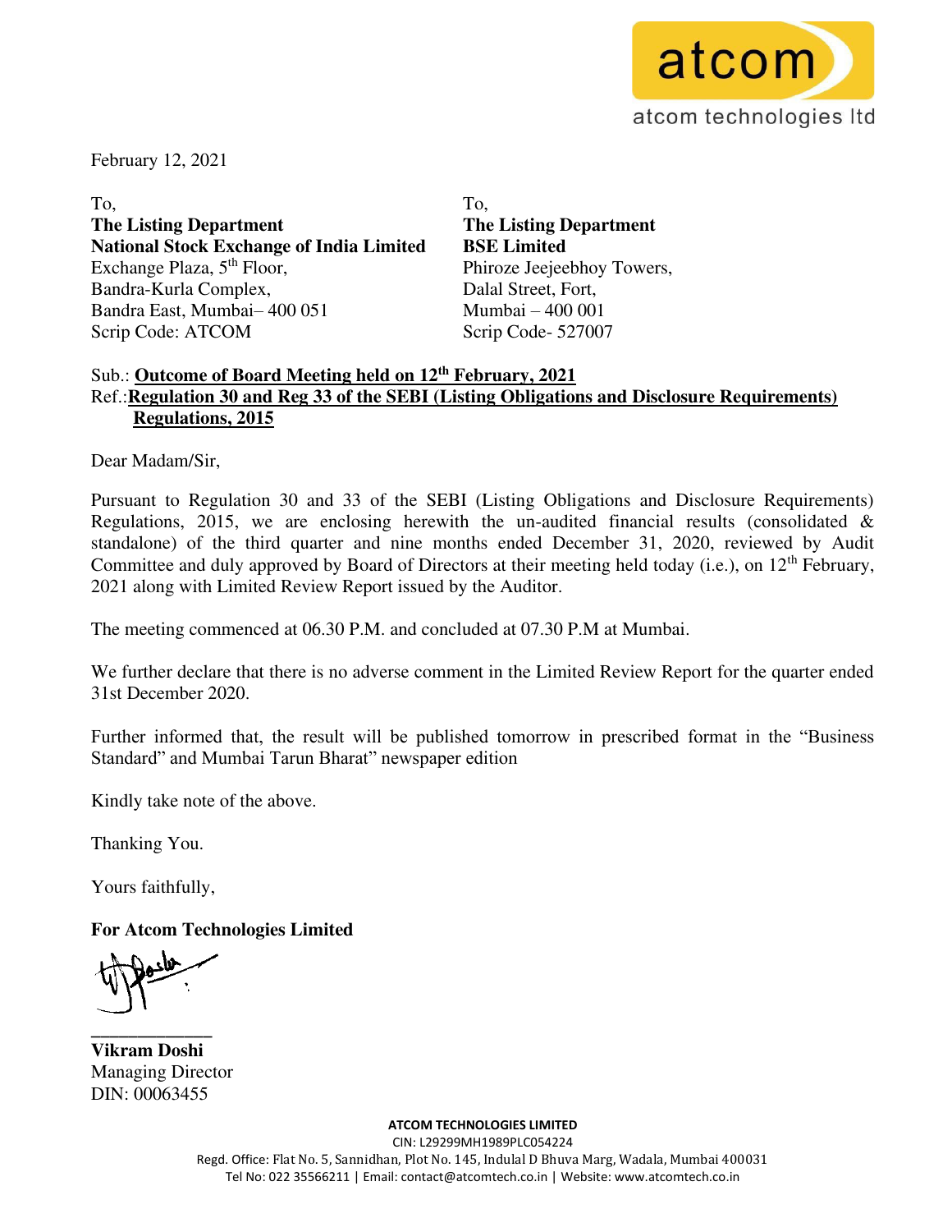atcom technologies ltd

February 12, 2021

| To, | To, |
|---|---|
| **The Listing Department** | **The Listing Department** |
| **National Stock Exchange of India Limited** | **BSE Limited** |
| Exchange Plaza, 5th Floor, | Phiroze Jeejeebhoy Towers, |
| Bandra-Kurla Complex, | Dalal Street, Fort, |
| Bandra East, Mumbai– 400 051 | Mumbai – 400 001 |
| Scrip Code: ATCOM | Scrip Code- 527007 |

Sub.: **Outcome of Board Meeting held on 12th February, 2021**
Ref.:**Regulation 30 and Reg 33 of the SEBI (Listing Obligations and Disclosure Requirements) Regulations, 2015**

Dear Madam/Sir,

Pursuant to Regulation 30 and 33 of the SEBI (Listing Obligations and Disclosure Requirements) Regulations, 2015, we are enclosing herewith the un-audited financial results (consolidated & standalone) of the third quarter and nine months ended December 31, 2020, reviewed by Audit Committee and duly approved by Board of Directors at their meeting held today (i.e.), on 12th February, 2021 along with Limited Review Report issued by the Auditor.

The meeting commenced at 06.30 P.M. and concluded at 07.30 P.M at Mumbai.

We further declare that there is no adverse comment in the Limited Review Report for the quarter ended 31st December 2020.

Further informed that, the result will be published tomorrow in prescribed format in the "Business Standard" and Mumbai Tarun Bharat" newspaper edition

Kindly take note of the above.

Thanking You.

Yours faithfully,

**For Atcom Technologies Limited**

**Vikram Doshi**
Managing Director
DIN: 00063455

**ATCOM TECHNOLOGIES LIMITED**
CIN: L29299MH1989PLC054224
Regd. Office: Flat No. 5, Sannidhan, Plot No. 145, Indulal D Bhuva Marg, Wadala, Mumbai 400031
Tel No: 022 35566211 | Email: contact@atcomtech.co.in | Website: www.atcomtech.co.in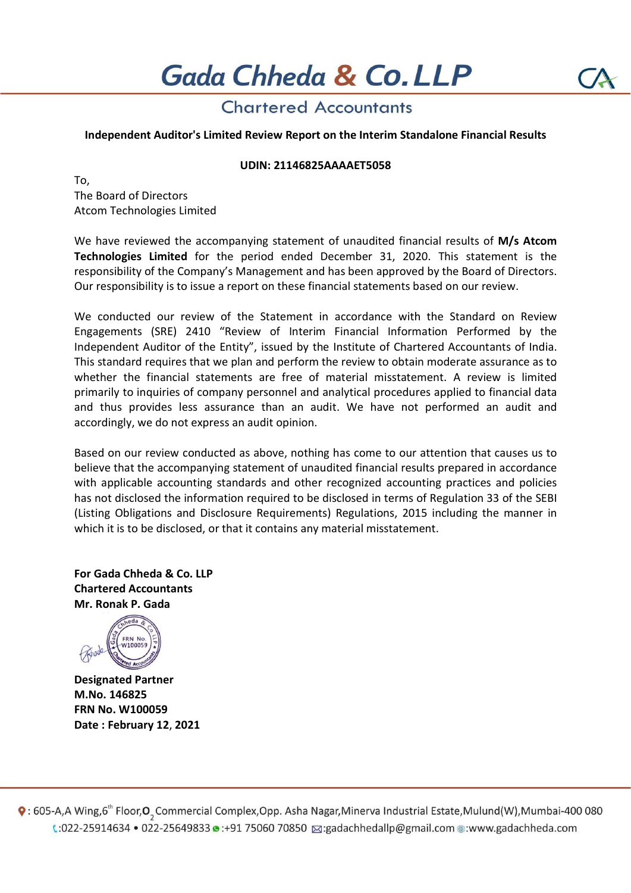# Gada Chheda & Co. LLP

## Chartered Accountants

**Independent Auditor's Limited Review Report on the Interim Standalone Financial Results**

**UDIN: 21146825AAAAET5058**

To,
The Board of Directors
Atcom Technologies Limited

We have reviewed the accompanying statement of unaudited financial results of **M/s Atcom Technologies Limited** for the period ended December 31, 2020. This statement is the responsibility of the Company's Management and has been approved by the Board of Directors. Our responsibility is to issue a report on these financial statements based on our review.

We conducted our review of the Statement in accordance with the Standard on Review Engagements (SRE) 2410 "Review of Interim Financial Information Performed by the Independent Auditor of the Entity", issued by the Institute of Chartered Accountants of India. This standard requires that we plan and perform the review to obtain moderate assurance as to whether the financial statements are free of material misstatement. A review is limited primarily to inquiries of company personnel and analytical procedures applied to financial data and thus provides less assurance than an audit. We have not performed an audit and accordingly, we do not express an audit opinion.

Based on our review conducted as above, nothing has come to our attention that causes us to believe that the accompanying statement of unaudited financial results prepared in accordance with applicable accounting standards and other recognized accounting practices and policies has not disclosed the information required to be disclosed in terms of Regulation 33 of the SEBI (Listing Obligations and Disclosure Requirements) Regulations, 2015 including the manner in which it is to be disclosed, or that it contains any material misstatement.

**For Gada Chheda & Co. LLP**
**Chartered Accountants**
**Mr. Ronak P. Gada**

**Designated Partner**
**M.No. 146825**
**FRN No. W100059**
**Date : February 12, 2021**

: 605-A, A Wing, 6th Floor, O2 Commercial Complex, Opp. Asha Nagar, Minerva Industrial Estate, Mulund(W), Mumbai-400 080
:022-25914634 • 022-25649833 :+91 75060 70850 :gadachhedallp@gmail.com :www.gadachheda.com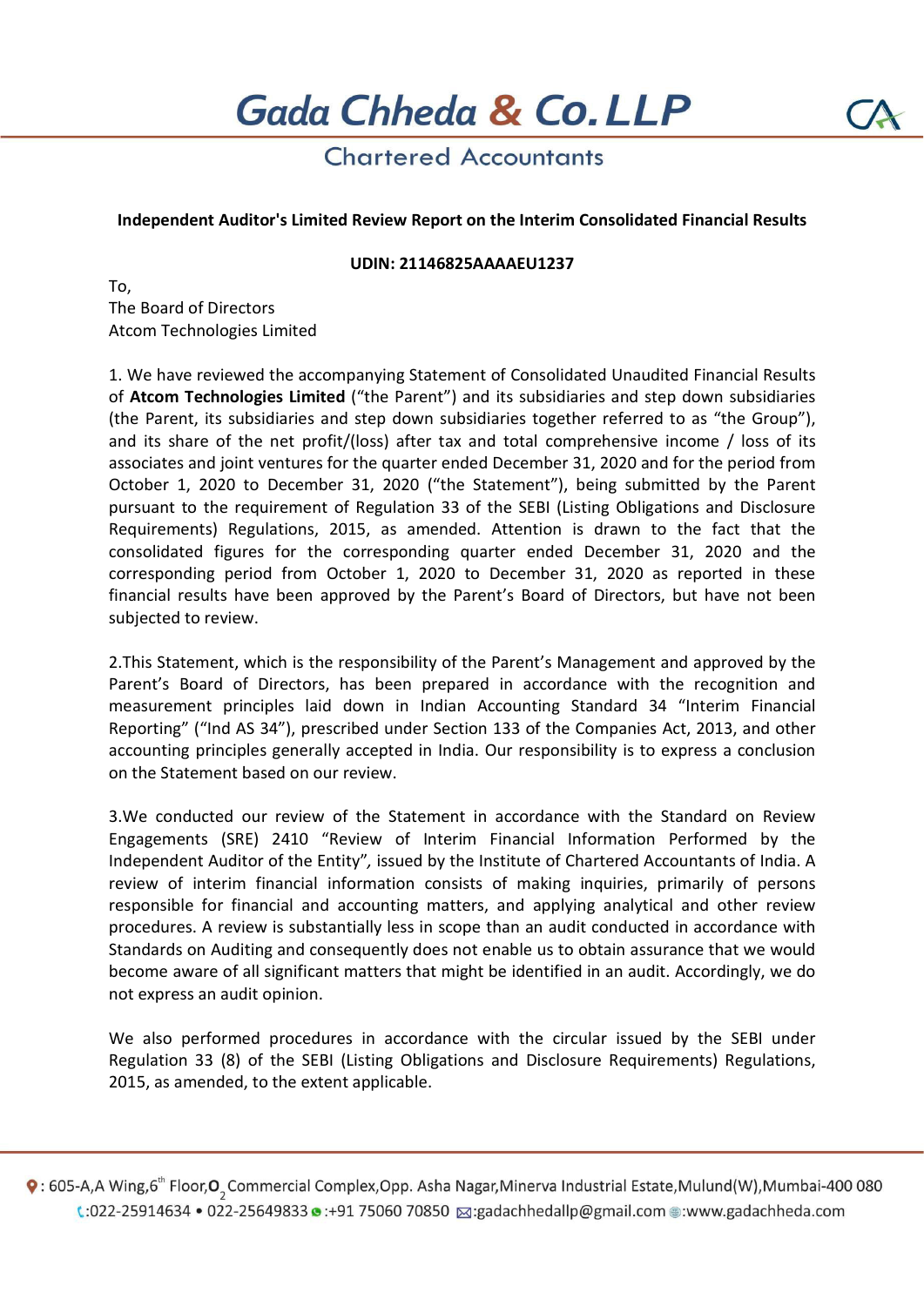# Gada Chheda & Co. LLP

## Chartered Accountants

**Independent Auditor's Limited Review Report on the Interim Consolidated Financial Results**

**UDIN: 21146825AAAAEU1237**

To,
The Board of Directors
Atcom Technologies Limited

1. We have reviewed the accompanying Statement of Consolidated Unaudited Financial Results of **Atcom Technologies Limited** ("the Parent") and its subsidiaries and step down subsidiaries (the Parent, its subsidiaries and step down subsidiaries together referred to as "the Group"), and its share of the net profit/(loss) after tax and total comprehensive income / loss of its associates and joint ventures for the quarter ended December 31, 2020 and for the period from October 1, 2020 to December 31, 2020 ("the Statement"), being submitted by the Parent pursuant to the requirement of Regulation 33 of the SEBI (Listing Obligations and Disclosure Requirements) Regulations, 2015, as amended. Attention is drawn to the fact that the consolidated figures for the corresponding quarter ended December 31, 2020 and the corresponding period from October 1, 2020 to December 31, 2020 as reported in these financial results have been approved by the Parent's Board of Directors, but have not been subjected to review.

2.This Statement, which is the responsibility of the Parent's Management and approved by the Parent's Board of Directors, has been prepared in accordance with the recognition and measurement principles laid down in Indian Accounting Standard 34 "Interim Financial Reporting" ("Ind AS 34"), prescribed under Section 133 of the Companies Act, 2013, and other accounting principles generally accepted in India. Our responsibility is to express a conclusion on the Statement based on our review.

3.We conducted our review of the Statement in accordance with the Standard on Review Engagements (SRE) 2410 "Review of Interim Financial Information Performed by the Independent Auditor of the Entity", issued by the Institute of Chartered Accountants of India. A review of interim financial information consists of making inquiries, primarily of persons responsible for financial and accounting matters, and applying analytical and other review procedures. A review is substantially less in scope than an audit conducted in accordance with Standards on Auditing and consequently does not enable us to obtain assurance that we would become aware of all significant matters that might be identified in an audit. Accordingly, we do not express an audit opinion.

We also performed procedures in accordance with the circular issued by the SEBI under Regulation 33 (8) of the SEBI (Listing Obligations and Disclosure Requirements) Regulations, 2015, as amended, to the extent applicable.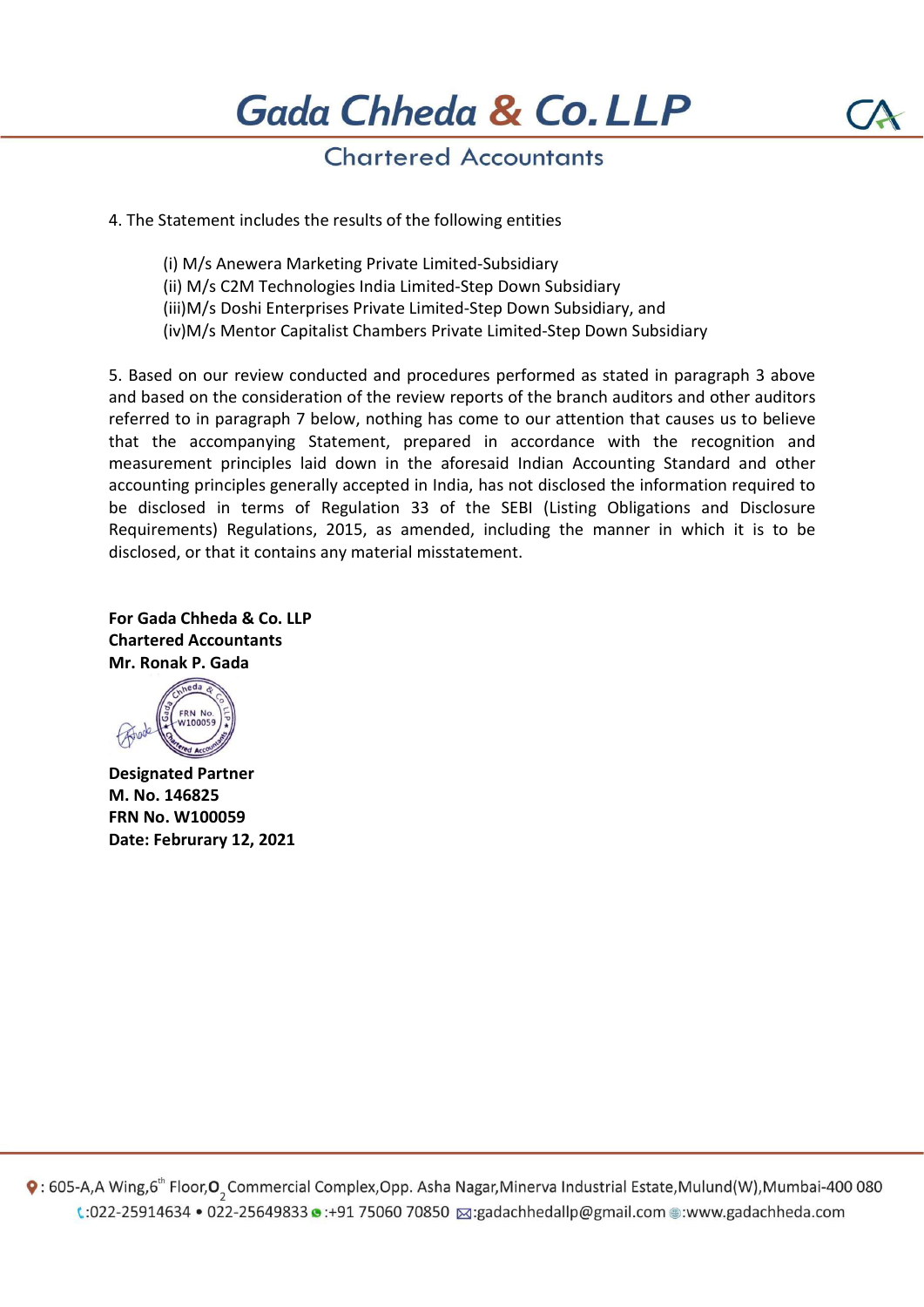4. The Statement includes the results of the following entities

(i) M/s Anewera Marketing Private Limited-Subsidiary
(ii) M/s C2M Technologies India Limited-Step Down Subsidiary
(iii)M/s Doshi Enterprises Private Limited-Step Down Subsidiary, and
(iv)M/s Mentor Capitalist Chambers Private Limited-Step Down Subsidiary

5. Based on our review conducted and procedures performed as stated in paragraph 3 above and based on the consideration of the review reports of the branch auditors and other auditors referred to in paragraph 7 below, nothing has come to our attention that causes us to believe that the accompanying Statement, prepared in accordance with the recognition and measurement principles laid down in the aforesaid Indian Accounting Standard and other accounting principles generally accepted in India, has not disclosed the information required to be disclosed in terms of Regulation 33 of the SEBI (Listing Obligations and Disclosure Requirements) Regulations, 2015, as amended, including the manner in which it is to be disclosed, or that it contains any material misstatement.

**For Gada Chheda & Co. LLP**
**Chartered Accountants**
**Mr. Ronak P. Gada**

**Designated Partner**
**M. No. 146825**
**FRN No. W100059**
**Date: Februrary 12, 2021**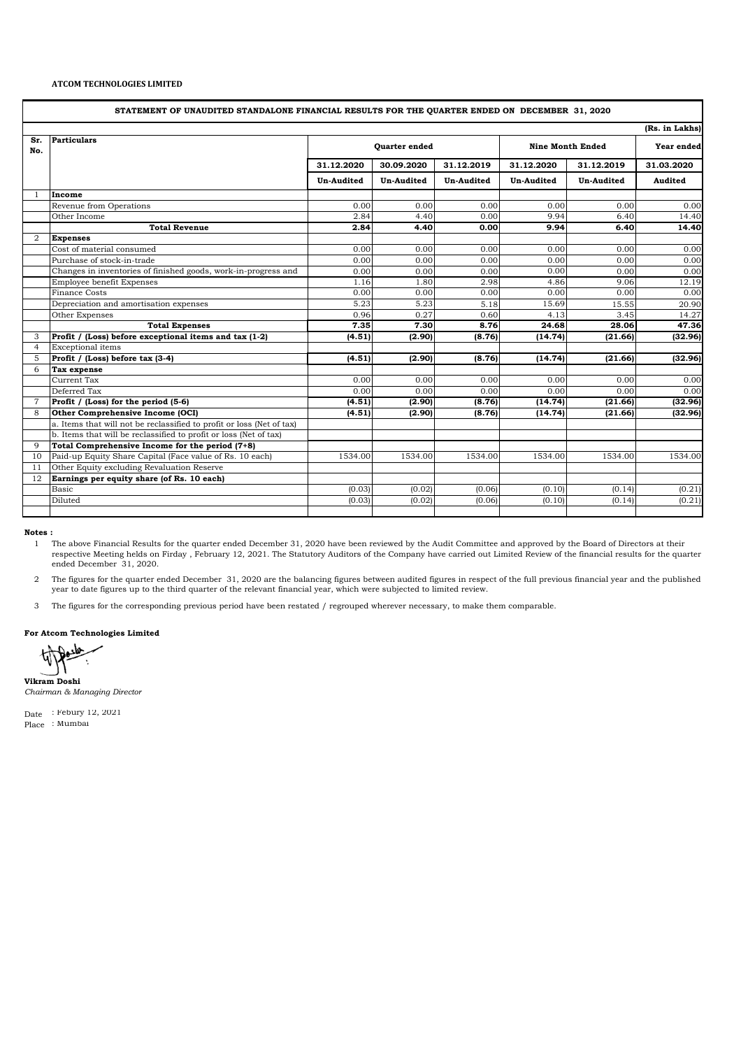**ATCOM TECHNOLOGIES LIMITED**

**STATEMENT OF UNAUDITED STANDALONE FINANCIAL RESULTS FOR THE QUARTER ENDED ON DECEMBER 31, 2020**

(Rs. in Lakhs)

| Sr. No. | Particulars | Quarter ended | | | Nine Month Ended | | Year ended |
|---|---|---|---|---|---|---|---|
| | | 31.12.2020 | 30.09.2020 | 31.12.2019 | 31.12.2020 | 31.12.2019 | 31.03.2020 |
| | | Un-Audited | Un-Audited | Un-Audited | Un-Audited | Un-Audited | Audited |
| 1 | **Income** | | | | | | |
| | Revenue from Operations | 0.00 | 0.00 | 0.00 | 0.00 | 0.00 | 0.00 |
| | Other Income | 2.84 | 4.40 | 0.00 | 9.94 | 6.40 | 14.40 |
| | **Total Revenue** | **2.84** | **4.40** | **0.00** | **9.94** | **6.40** | **14.40** |
| 2 | **Expenses** | | | | | | |
| | Cost of material consumed | 0.00 | 0.00 | 0.00 | 0.00 | 0.00 | 0.00 |
| | Purchase of stock-in-trade | 0.00 | 0.00 | 0.00 | 0.00 | 0.00 | 0.00 |
| | Changes in inventories of finished goods, work-in-progress and | 0.00 | 0.00 | 0.00 | 0.00 | 0.00 | 0.00 |
| | Employee benefit Expenses | 1.16 | 1.80 | 2.98 | 4.86 | 9.06 | 12.19 |
| | Finance Costs | 0.00 | 0.00 | 0.00 | 0.00 | 0.00 | 0.00 |
| | Depreciation and amortisation expenses | 5.23 | 5.23 | 5.18 | 15.69 | 15.55 | 20.90 |
| | Other Expenses | 0.96 | 0.27 | 0.60 | 4.13 | 3.45 | 14.27 |
| | **Total Expenses** | **7.35** | **7.30** | **8.76** | **24.68** | **28.06** | **47.36** |
| 3 | **Profit / (Loss) before exceptional items and tax (1-2)** | **(4.51)** | **(2.90)** | **(8.76)** | **(14.74)** | **(21.66)** | **(32.96)** |
| 4 | Exceptional items | | | | | | |
| 5 | **Profit / (Loss) before tax (3-4)** | **(4.51)** | **(2.90)** | **(8.76)** | **(14.74)** | **(21.66)** | **(32.96)** |
| 6 | **Tax expense** | | | | | | |
| | Current Tax | 0.00 | 0.00 | 0.00 | 0.00 | 0.00 | 0.00 |
| | Deferred Tax | 0.00 | 0.00 | 0.00 | 0.00 | 0.00 | 0.00 |
| 7 | **Profit / (Loss) for the period (5-6)** | **(4.51)** | **(2.90)** | **(8.76)** | **(14.74)** | **(21.66)** | **(32.96)** |
| 8 | **Other Comprehensive Income (OCI)** | **(4.51)** | **(2.90)** | **(8.76)** | **(14.74)** | **(21.66)** | **(32.96)** |
| | a. Items that will not be reclassified to profit or loss (Net of tax) | | | | | | |
| | b. Items that will be reclassified to profit or loss (Net of tax) | | | | | | |
| 9 | **Total Comprehensive Income for the period (7+8)** | | | | | | |
| 10 | Paid-up Equity Share Capital (Face value of Rs. 10 each) | 1534.00 | 1534.00 | 1534.00 | 1534.00 | 1534.00 | 1534.00 |
| 11 | Other Equity excluding Revaluation Reserve | | | | | | |
| 12 | **Earnings per equity share (of Rs. 10 each)** | | | | | | |
| | Basic | (0.03) | (0.02) | (0.06) | (0.10) | (0.14) | (0.21) |
| | Diluted | (0.03) | (0.02) | (0.06) | (0.10) | (0.14) | (0.21) |

**Notes :**

1. The above Financial Results for the quarter ended December 31, 2020 have been reviewed by the Audit Committee and approved by the Board of Directors at their respective Meeting helds on Firday , February 12, 2021. The Statutory Auditors of the Company have carried out Limited Review of the financial results for the quarter ended December 31, 2020.
2. The figures for the quarter ended December 31, 2020 are the balancing figures between audited figures in respect of the full previous financial year and the published year to date figures up to the third quarter of the relevant financial year, which were subjected to limited review.
3. The figures for the corresponding previous period have been restated / regrouped wherever necessary, to make them comparable.

**For Atcom Technologies Limited**

**Vikram Doshi**
*Chairman & Managing Director*

Date : Febury 12, 2021
Place : Mumbai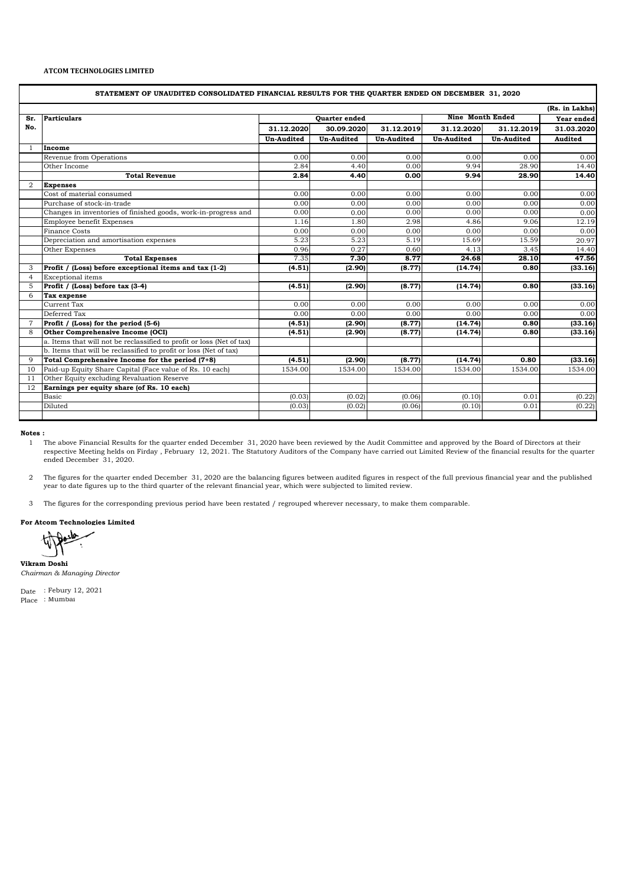**ATCOM TECHNOLOGIES LIMITED**

**STATEMENT OF UNAUDITED CONSOLIDATED FINANCIAL RESULTS FOR THE QUARTER ENDED ON DECEMBER 31, 2020**

(Rs. in Lakhs)

| Sr. No. | Particulars | Quarter ended | | | Nine Month Ended | | Year ended |
|---|---|---|---|---|---|---|---|
| | | 31.12.2020 | 30.09.2020 | 31.12.2019 | 31.12.2020 | 31.12.2019 | 31.03.2020 |
| | | Un-Audited | Un-Audited | Un-Audited | Un-Audited | Un-Audited | Audited |
| 1 | **Income** | | | | | | |
| | Revenue from Operations | 0.00 | 0.00 | 0.00 | 0.00 | 0.00 | 0.00 |
| | Other Income | 2.84 | 4.40 | 0.00 | 9.94 | 28.90 | 14.40 |
| | **Total Revenue** | **2.84** | **4.40** | **0.00** | **9.94** | **28.90** | **14.40** |
| 2 | **Expenses** | | | | | | |
| | Cost of material consumed | 0.00 | 0.00 | 0.00 | 0.00 | 0.00 | 0.00 |
| | Purchase of stock-in-trade | 0.00 | 0.00 | 0.00 | 0.00 | 0.00 | 0.00 |
| | Changes in inventories of finished goods, work-in-progress and | 0.00 | 0.00 | 0.00 | 0.00 | 0.00 | 0.00 |
| | Employee benefit Expenses | 1.16 | 1.80 | 2.98 | 4.86 | 9.06 | 12.19 |
| | Finance Costs | 0.00 | 0.00 | 0.00 | 0.00 | 0.00 | 0.00 |
| | Depreciation and amortisation expenses | 5.23 | 5.23 | 5.19 | 15.69 | 15.59 | 20.97 |
| | Other Expenses | 0.96 | 0.27 | 0.60 | 4.13 | 3.45 | 14.40 |
| | **Total Expenses** | 7.35 | **7.30** | **8.77** | **24.68** | **28.10** | **47.56** |
| 3 | **Profit / (Loss) before exceptional items and tax (1-2)** | **(4.51)** | **(2.90)** | **(8.77)** | **(14.74)** | **0.80** | **(33.16)** |
| 4 | Exceptional items | | | | | | |
| 5 | **Profit / (Loss) before tax (3-4)** | **(4.51)** | **(2.90)** | **(8.77)** | **(14.74)** | **0.80** | **(33.16)** |
| 6 | **Tax expense** | | | | | | |
| | Current Tax | 0.00 | 0.00 | 0.00 | 0.00 | 0.00 | 0.00 |
| | Deferred Tax | 0.00 | 0.00 | 0.00 | 0.00 | 0.00 | 0.00 |
| 7 | **Profit / (Loss) for the period (5-6)** | **(4.51)** | **(2.90)** | **(8.77)** | **(14.74)** | **0.80** | **(33.16)** |
| 8 | **Other Comprehensive Income (OCI)** | **(4.51)** | **(2.90)** | **(8.77)** | **(14.74)** | **0.80** | **(33.16)** |
| | a. Items that will not be reclassified to profit or loss (Net of tax) | | | | | | |
| | b. Items that will be reclassified to profit or loss (Net of tax) | | | | | | |
| 9 | **Total Comprehensive Income for the period (7+8)** | **(4.51)** | **(2.90)** | **(8.77)** | **(14.74)** | **0.80** | **(33.16)** |
| 10 | Paid-up Equity Share Capital (Face value of Rs. 10 each) | 1534.00 | 1534.00 | 1534.00 | 1534.00 | 1534.00 | 1534.00 |
| 11 | Other Equity excluding Revaluation Reserve | | | | | | |
| 12 | **Earnings per equity share (of Rs. 10 each)** | | | | | | |
| | Basic | (0.03) | (0.02) | (0.06) | (0.10) | 0.01 | (0.22) |
| | Diluted | (0.03) | (0.02) | (0.06) | (0.10) | 0.01 | (0.22) |

**Notes :**

1. The above Financial Results for the quarter ended December 31, 2020 have been reviewed by the Audit Committee and approved by the Board of Directors at their respective Meeting helds on Firday , February 12, 2021. The Statutory Auditors of the Company have carried out Limited Review of the financial results for the quarter ended December 31, 2020.

2. The figures for the quarter ended December 31, 2020 are the balancing figures between audited figures in respect of the full previous financial year and the published year to date figures up to the third quarter of the relevant financial year, which were subjected to limited review.

3. The figures for the corresponding previous period have been restated / regrouped wherever necessary, to make them comparable.

**For Atcom Technologies Limited**

**Vikram Doshi**
*Chairman & Managing Director*

Date : Febury 12, 2021
Place : Mumbai